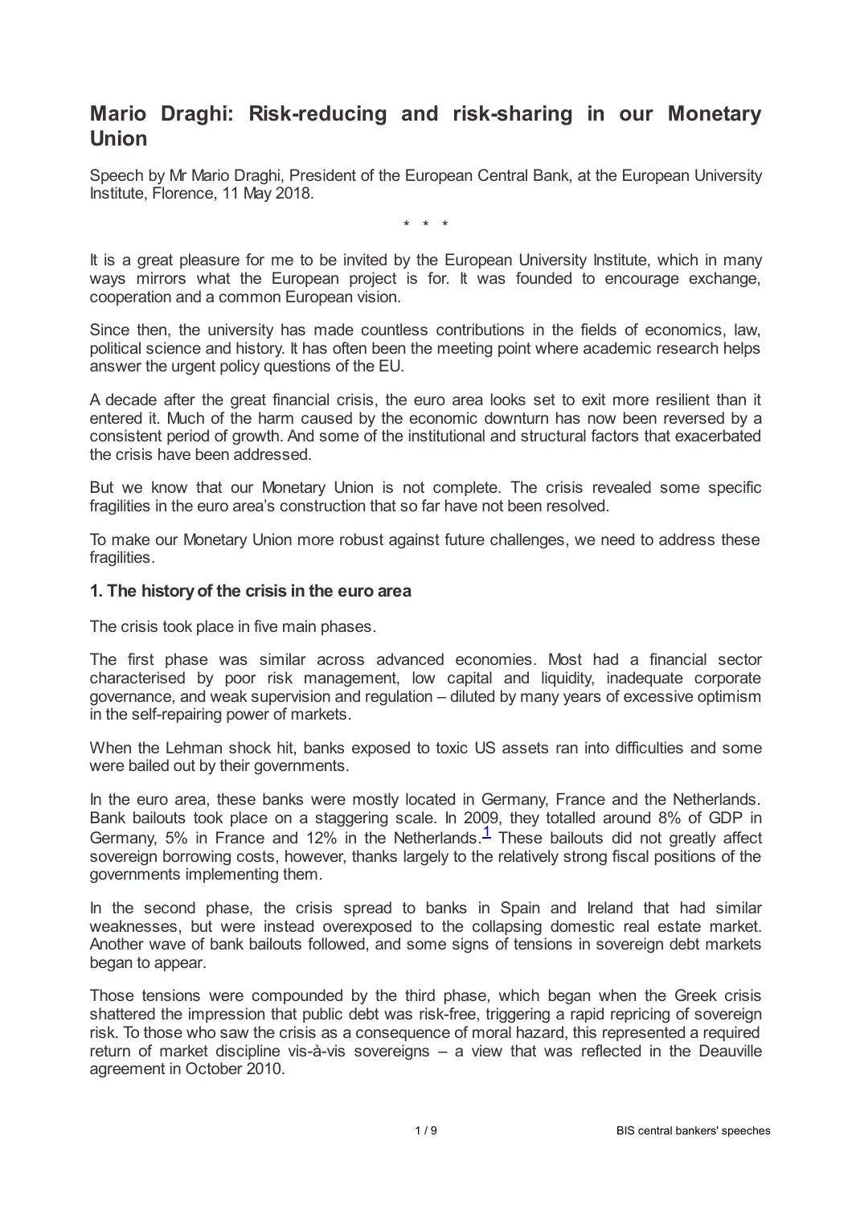# Mario Draghi: Risk-reducing and risk-sharing in our Monetary Union

Speech by Mr Mario Draghi, President of the European Central Bank, at the European University Institute, Florence, 11 May 2018.

\* \* \*

It is a great pleasure for me to be invited by the European University Institute, which in many ways mirrors what the European project is for. It was founded to encourage exchange, cooperation and a common European vision.

Since then, the university has made countless contributions in the fields of economics, law, political science and history. It has often been the meeting point where academic research helps answer the urgent policy questions of the EU.

A decade after the great financial crisis, the euro area looks set to exit more resilient than it entered it. Much of the harm caused by the economic downturn has now been reversed by a consistent period of growth. And some of the institutional and structural factors that exacerbated the crisis have been addressed.

But we know that our Monetary Union is not complete. The crisis revealed some specific fragilities in the euro area's construction that so far have not been resolved.

To make our Monetary Union more robust against future challenges, we need to address these fragilities.

### 1. The history of the crisis in the euro area

The crisis took place in five main phases.

The first phase was similar across advanced economies. Most had a financial sector characterised by poor risk management, low capital and liquidity, inadequate corporate governance, and weak supervision and regulation – diluted by many years of excessive optimism in the self-repairing power of markets.

When the Lehman shock hit, banks exposed to toxic US assets ran into difficulties and some were bailed out by their governments.

In the euro area, these banks were mostly located in Germany, France and the Netherlands. Bank bailouts took place on a staggering scale. In 2009, they totalled around 8% of GDP in Germany, 5% in France and 12% in the Netherlands.[1] These bailouts did not greatly affect sovereign borrowing costs, however, thanks largely to the relatively strong fiscal positions of the governments implementing them.

In the second phase, the crisis spread to banks in Spain and Ireland that had similar weaknesses, but were instead overexposed to the collapsing domestic real estate market. Another wave of bank bailouts followed, and some signs of tensions in sovereign debt markets began to appear.

Those tensions were compounded by the third phase, which began when the Greek crisis shattered the impression that public debt was risk-free, triggering a rapid repricing of sovereign risk. To those who saw the crisis as a consequence of moral hazard, this represented a required return of market discipline vis-à-vis sovereigns – a view that was reflected in the Deauville agreement in October 2010.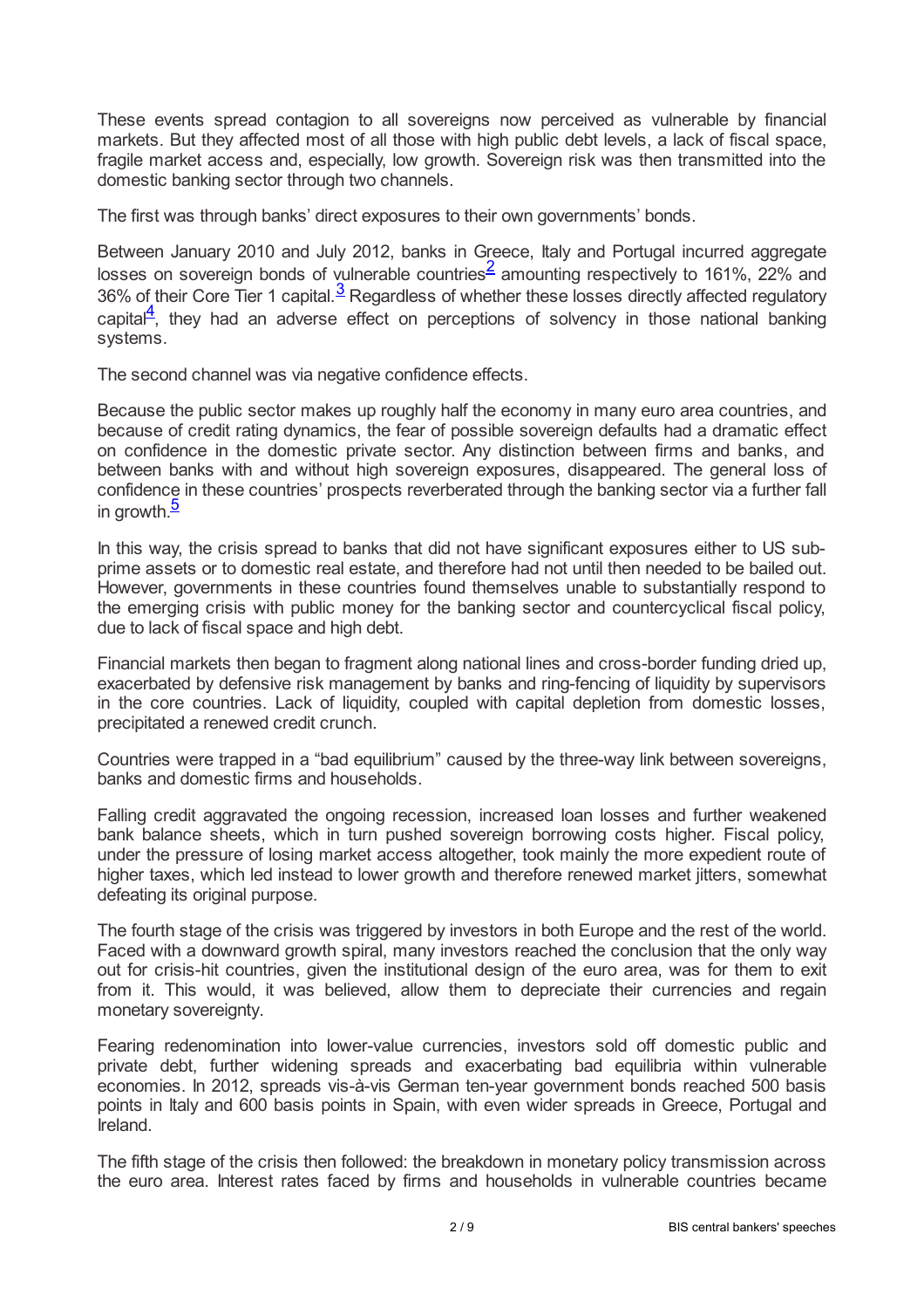These events spread contagion to all sovereigns now perceived as vulnerable by financial markets. But they affected most of all those with high public debt levels, a lack of fiscal space, fragile market access and, especially, low growth. Sovereign risk was then transmitted into the domestic banking sector through two channels.

The first was through banks' direct exposures to their own governments' bonds.

Between January 2010 and July 2012, banks in Greece, Italy and Portugal incurred aggregate losses on sovereign bonds of vulnerable countries[2] amounting respectively to 161%, 22% and 36% of their Core Tier 1 capital.[3] Regardless of whether these losses directly affected regulatory capital[4], they had an adverse effect on perceptions of solvency in those national banking systems.

The second channel was via negative confidence effects.

Because the public sector makes up roughly half the economy in many euro area countries, and because of credit rating dynamics, the fear of possible sovereign defaults had a dramatic effect on confidence in the domestic private sector. Any distinction between firms and banks, and between banks with and without high sovereign exposures, disappeared. The general loss of confidence in these countries' prospects reverberated through the banking sector via a further fall in growth.[5]

In this way, the crisis spread to banks that did not have significant exposures either to US sub-prime assets or to domestic real estate, and therefore had not until then needed to be bailed out. However, governments in these countries found themselves unable to substantially respond to the emerging crisis with public money for the banking sector and countercyclical fiscal policy, due to lack of fiscal space and high debt.

Financial markets then began to fragment along national lines and cross-border funding dried up, exacerbated by defensive risk management by banks and ring-fencing of liquidity by supervisors in the core countries. Lack of liquidity, coupled with capital depletion from domestic losses, precipitated a renewed credit crunch.

Countries were trapped in a "bad equilibrium" caused by the three-way link between sovereigns, banks and domestic firms and households.

Falling credit aggravated the ongoing recession, increased loan losses and further weakened bank balance sheets, which in turn pushed sovereign borrowing costs higher. Fiscal policy, under the pressure of losing market access altogether, took mainly the more expedient route of higher taxes, which led instead to lower growth and therefore renewed market jitters, somewhat defeating its original purpose.

The fourth stage of the crisis was triggered by investors in both Europe and the rest of the world. Faced with a downward growth spiral, many investors reached the conclusion that the only way out for crisis-hit countries, given the institutional design of the euro area, was for them to exit from it. This would, it was believed, allow them to depreciate their currencies and regain monetary sovereignty.

Fearing redenomination into lower-value currencies, investors sold off domestic public and private debt, further widening spreads and exacerbating bad equilibria within vulnerable economies. In 2012, spreads vis-à-vis German ten-year government bonds reached 500 basis points in Italy and 600 basis points in Spain, with even wider spreads in Greece, Portugal and Ireland.

The fifth stage of the crisis then followed: the breakdown in monetary policy transmission across the euro area. Interest rates faced by firms and households in vulnerable countries became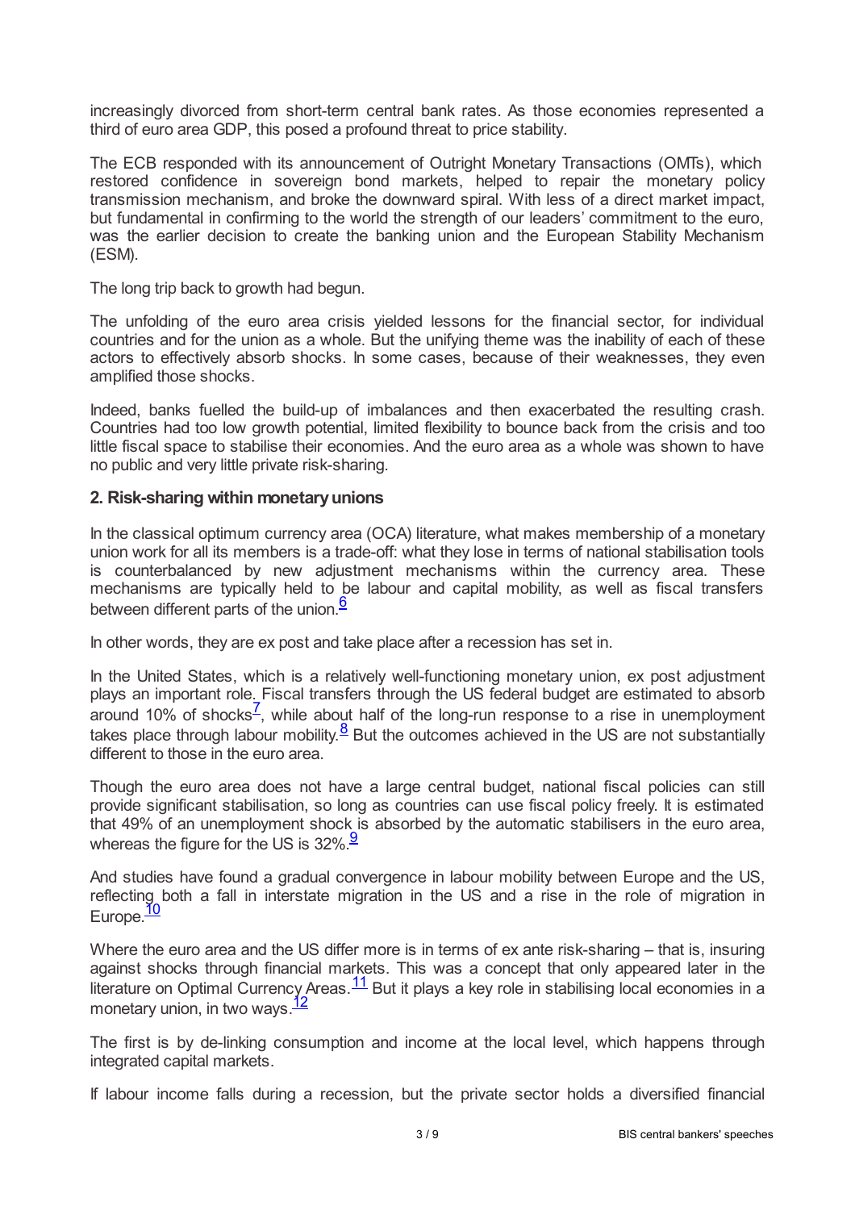increasingly divorced from short-term central bank rates. As those economies represented a third of euro area GDP, this posed a profound threat to price stability.

The ECB responded with its announcement of Outright Monetary Transactions (OMTs), which restored confidence in sovereign bond markets, helped to repair the monetary policy transmission mechanism, and broke the downward spiral. With less of a direct market impact, but fundamental in confirming to the world the strength of our leaders' commitment to the euro, was the earlier decision to create the banking union and the European Stability Mechanism (ESM).

The long trip back to growth had begun.

The unfolding of the euro area crisis yielded lessons for the financial sector, for individual countries and for the union as a whole. But the unifying theme was the inability of each of these actors to effectively absorb shocks. In some cases, because of their weaknesses, they even amplified those shocks.

Indeed, banks fuelled the build-up of imbalances and then exacerbated the resulting crash. Countries had too low growth potential, limited flexibility to bounce back from the crisis and too little fiscal space to stabilise their economies. And the euro area as a whole was shown to have no public and very little private risk-sharing.

## 2. Risk-sharing within monetary unions

In the classical optimum currency area (OCA) literature, what makes membership of a monetary union work for all its members is a trade-off: what they lose in terms of national stabilisation tools is counterbalanced by new adjustment mechanisms within the currency area. These mechanisms are typically held to be labour and capital mobility, as well as fiscal transfers between different parts of the union.[6]

In other words, they are ex post and take place after a recession has set in.

In the United States, which is a relatively well-functioning monetary union, ex post adjustment plays an important role. Fiscal transfers through the US federal budget are estimated to absorb around 10% of shocks[7], while about half of the long-run response to a rise in unemployment takes place through labour mobility.[8] But the outcomes achieved in the US are not substantially different to those in the euro area.

Though the euro area does not have a large central budget, national fiscal policies can still provide significant stabilisation, so long as countries can use fiscal policy freely. It is estimated that 49% of an unemployment shock is absorbed by the automatic stabilisers in the euro area, whereas the figure for the US is 32%.[9]

And studies have found a gradual convergence in labour mobility between Europe and the US, reflecting both a fall in interstate migration in the US and a rise in the role of migration in Europe.[10]

Where the euro area and the US differ more is in terms of ex ante risk-sharing – that is, insuring against shocks through financial markets. This was a concept that only appeared later in the literature on Optimal Currency Areas.[11] But it plays a key role in stabilising local economies in a monetary union, in two ways.[12]

The first is by de-linking consumption and income at the local level, which happens through integrated capital markets.

If labour income falls during a recession, but the private sector holds a diversified financial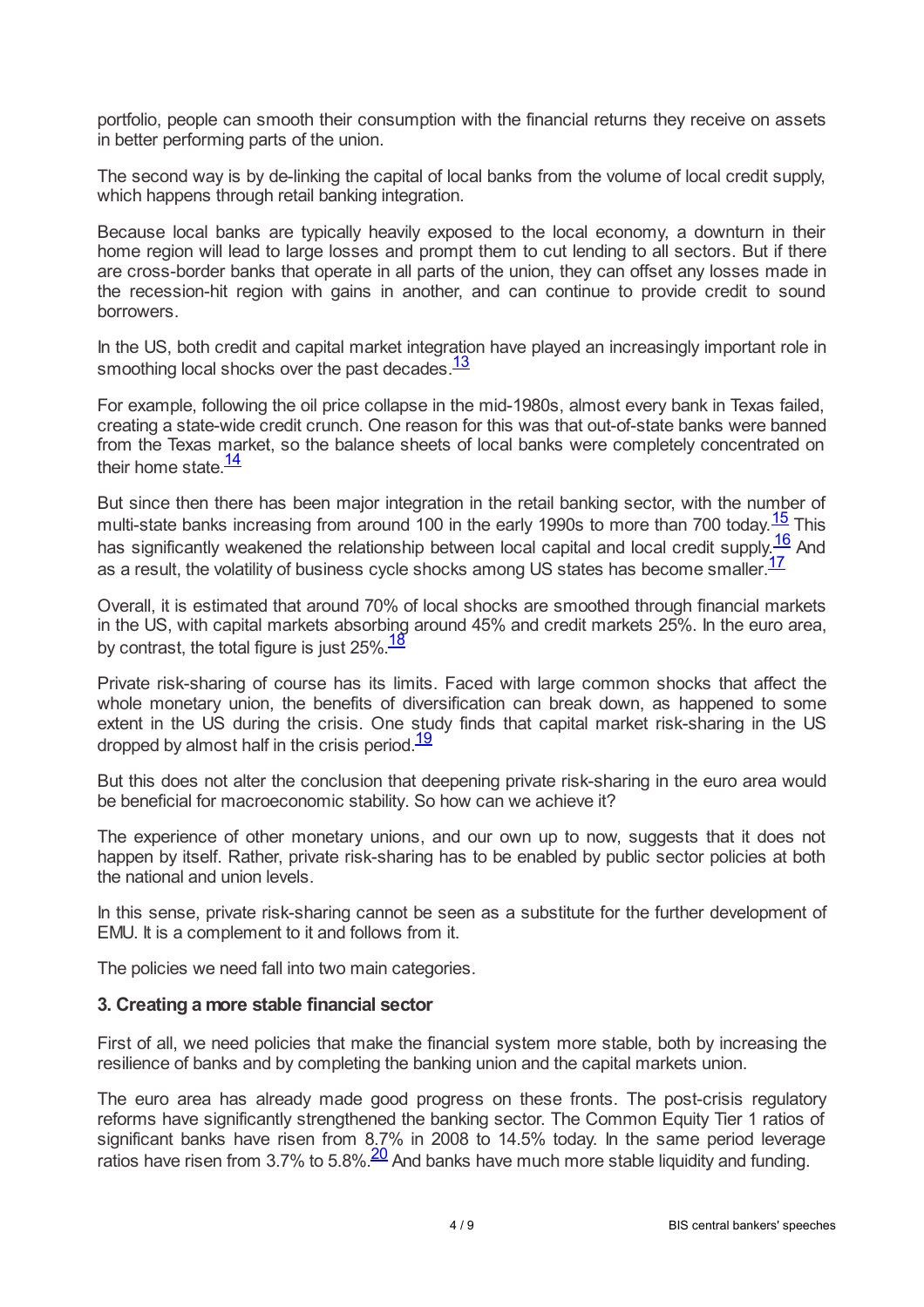portfolio, people can smooth their consumption with the financial returns they receive on assets in better performing parts of the union.

The second way is by de-linking the capital of local banks from the volume of local credit supply, which happens through retail banking integration.

Because local banks are typically heavily exposed to the local economy, a downturn in their home region will lead to large losses and prompt them to cut lending to all sectors. But if there are cross-border banks that operate in all parts of the union, they can offset any losses made in the recession-hit region with gains in another, and can continue to provide credit to sound borrowers.

In the US, both credit and capital market integration have played an increasingly important role in smoothing local shocks over the past decades.[13]

For example, following the oil price collapse in the mid-1980s, almost every bank in Texas failed, creating a state-wide credit crunch. One reason for this was that out-of-state banks were banned from the Texas market, so the balance sheets of local banks were completely concentrated on their home state.[14]

But since then there has been major integration in the retail banking sector, with the number of multi-state banks increasing from around 100 in the early 1990s to more than 700 today.[15] This has significantly weakened the relationship between local capital and local credit supply.[16] And as a result, the volatility of business cycle shocks among US states has become smaller.[17]

Overall, it is estimated that around 70% of local shocks are smoothed through financial markets in the US, with capital markets absorbing around 45% and credit markets 25%. In the euro area, by contrast, the total figure is just 25%.[18]

Private risk-sharing of course has its limits. Faced with large common shocks that affect the whole monetary union, the benefits of diversification can break down, as happened to some extent in the US during the crisis. One study finds that capital market risk-sharing in the US dropped by almost half in the crisis period.[19]

But this does not alter the conclusion that deepening private risk-sharing in the euro area would be beneficial for macroeconomic stability. So how can we achieve it?

The experience of other monetary unions, and our own up to now, suggests that it does not happen by itself. Rather, private risk-sharing has to be enabled by public sector policies at both the national and union levels.

In this sense, private risk-sharing cannot be seen as a substitute for the further development of EMU. It is a complement to it and follows from it.

The policies we need fall into two main categories.

### 3. Creating a more stable financial sector

First of all, we need policies that make the financial system more stable, both by increasing the resilience of banks and by completing the banking union and the capital markets union.

The euro area has already made good progress on these fronts. The post-crisis regulatory reforms have significantly strengthened the banking sector. The Common Equity Tier 1 ratios of significant banks have risen from 8.7% in 2008 to 14.5% today. In the same period leverage ratios have risen from 3.7% to 5.8%.[20] And banks have much more stable liquidity and funding.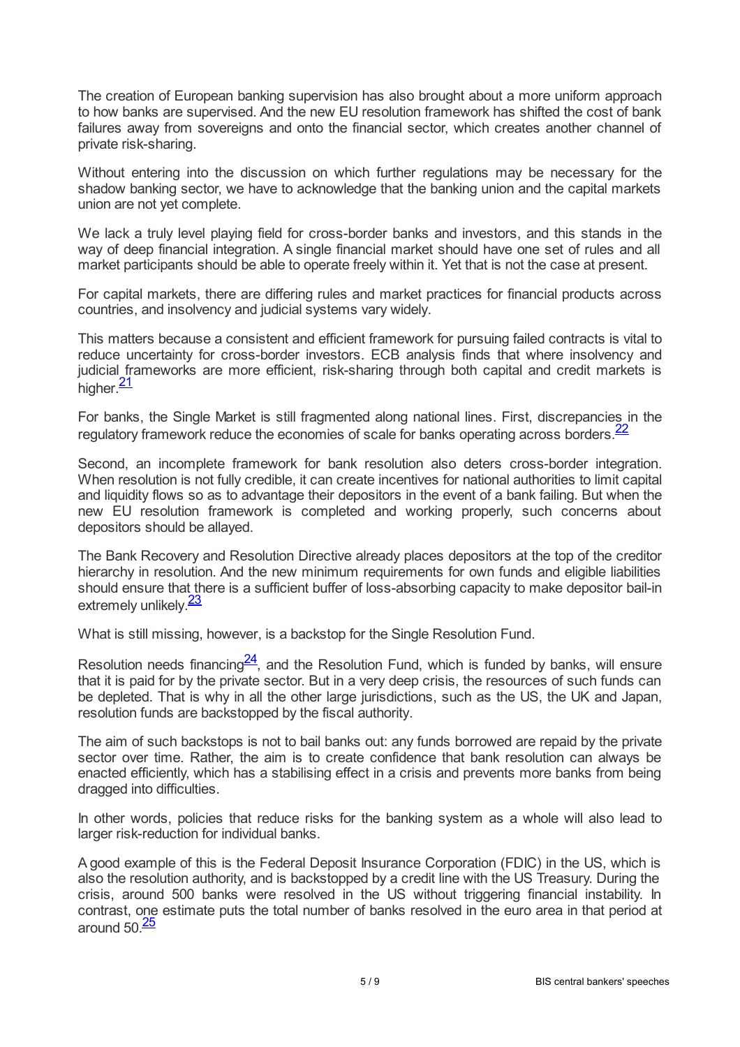The creation of European banking supervision has also brought about a more uniform approach to how banks are supervised. And the new EU resolution framework has shifted the cost of bank failures away from sovereigns and onto the financial sector, which creates another channel of private risk-sharing.

Without entering into the discussion on which further regulations may be necessary for the shadow banking sector, we have to acknowledge that the banking union and the capital markets union are not yet complete.

We lack a truly level playing field for cross-border banks and investors, and this stands in the way of deep financial integration. A single financial market should have one set of rules and all market participants should be able to operate freely within it. Yet that is not the case at present.

For capital markets, there are differing rules and market practices for financial products across countries, and insolvency and judicial systems vary widely.

This matters because a consistent and efficient framework for pursuing failed contracts is vital to reduce uncertainty for cross-border investors. ECB analysis finds that where insolvency and judicial frameworks are more efficient, risk-sharing through both capital and credit markets is higher.[21]

For banks, the Single Market is still fragmented along national lines. First, discrepancies in the regulatory framework reduce the economies of scale for banks operating across borders.[22]

Second, an incomplete framework for bank resolution also deters cross-border integration. When resolution is not fully credible, it can create incentives for national authorities to limit capital and liquidity flows so as to advantage their depositors in the event of a bank failing. But when the new EU resolution framework is completed and working properly, such concerns about depositors should be allayed.

The Bank Recovery and Resolution Directive already places depositors at the top of the creditor hierarchy in resolution. And the new minimum requirements for own funds and eligible liabilities should ensure that there is a sufficient buffer of loss-absorbing capacity to make depositor bail-in extremely unlikely.[23]

What is still missing, however, is a backstop for the Single Resolution Fund.

Resolution needs financing[24], and the Resolution Fund, which is funded by banks, will ensure that it is paid for by the private sector. But in a very deep crisis, the resources of such funds can be depleted. That is why in all the other large jurisdictions, such as the US, the UK and Japan, resolution funds are backstopped by the fiscal authority.

The aim of such backstops is not to bail banks out: any funds borrowed are repaid by the private sector over time. Rather, the aim is to create confidence that bank resolution can always be enacted efficiently, which has a stabilising effect in a crisis and prevents more banks from being dragged into difficulties.

In other words, policies that reduce risks for the banking system as a whole will also lead to larger risk-reduction for individual banks.

A good example of this is the Federal Deposit Insurance Corporation (FDIC) in the US, which is also the resolution authority, and is backstopped by a credit line with the US Treasury. During the crisis, around 500 banks were resolved in the US without triggering financial instability. In contrast, one estimate puts the total number of banks resolved in the euro area in that period at around 50.[25]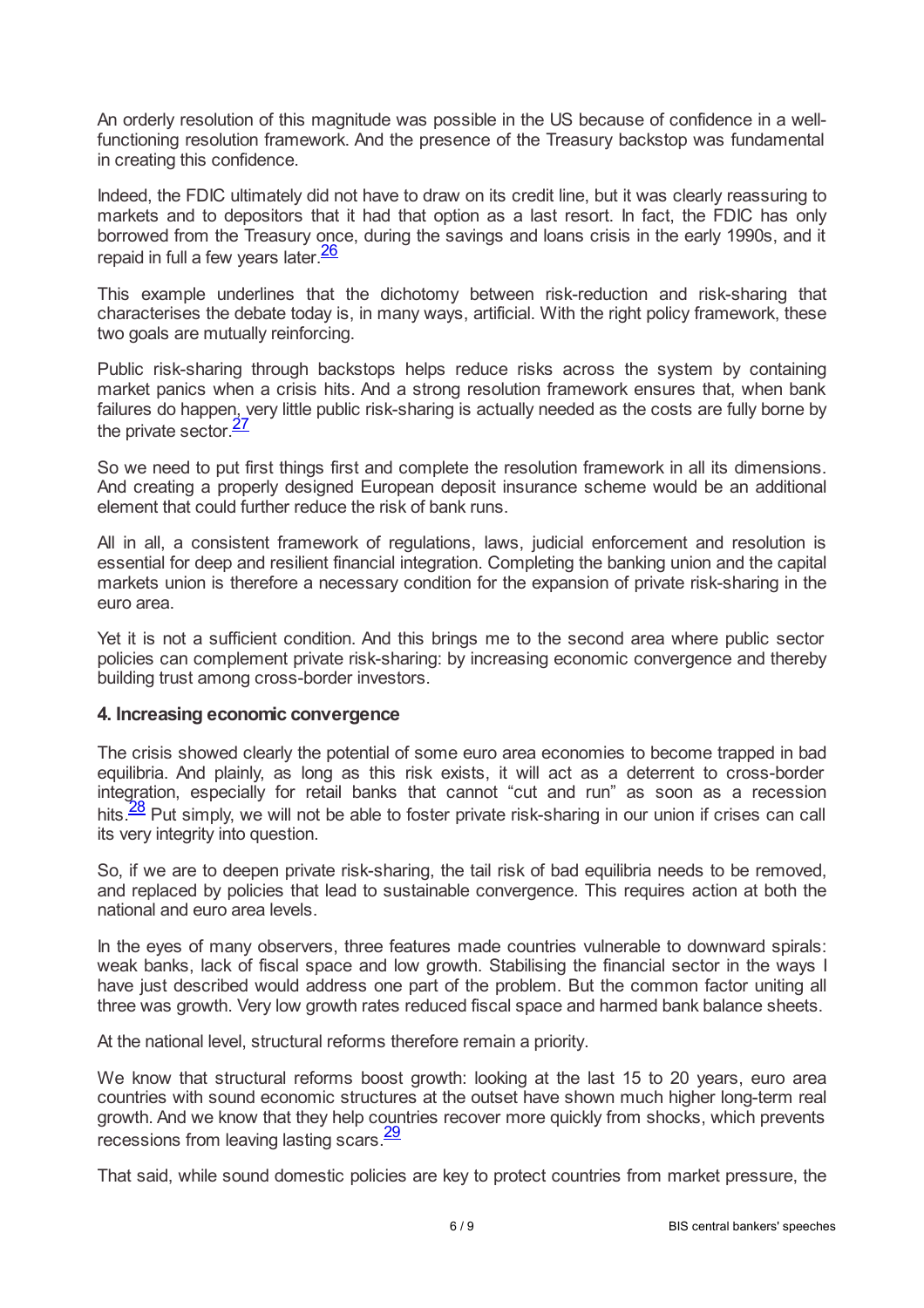An orderly resolution of this magnitude was possible in the US because of confidence in a well-functioning resolution framework. And the presence of the Treasury backstop was fundamental in creating this confidence.

Indeed, the FDIC ultimately did not have to draw on its credit line, but it was clearly reassuring to markets and to depositors that it had that option as a last resort. In fact, the FDIC has only borrowed from the Treasury once, during the savings and loans crisis in the early 1990s, and it repaid in full a few years later.[26]

This example underlines that the dichotomy between risk-reduction and risk-sharing that characterises the debate today is, in many ways, artificial. With the right policy framework, these two goals are mutually reinforcing.

Public risk-sharing through backstops helps reduce risks across the system by containing market panics when a crisis hits. And a strong resolution framework ensures that, when bank failures do happen, very little public risk-sharing is actually needed as the costs are fully borne by the private sector.[27]

So we need to put first things first and complete the resolution framework in all its dimensions. And creating a properly designed European deposit insurance scheme would be an additional element that could further reduce the risk of bank runs.

All in all, a consistent framework of regulations, laws, judicial enforcement and resolution is essential for deep and resilient financial integration. Completing the banking union and the capital markets union is therefore a necessary condition for the expansion of private risk-sharing in the euro area.

Yet it is not a sufficient condition. And this brings me to the second area where public sector policies can complement private risk-sharing: by increasing economic convergence and thereby building trust among cross-border investors.

### 4. Increasing economic convergence

The crisis showed clearly the potential of some euro area economies to become trapped in bad equilibria. And plainly, as long as this risk exists, it will act as a deterrent to cross-border integration, especially for retail banks that cannot "cut and run" as soon as a recession hits.[28] Put simply, we will not be able to foster private risk-sharing in our union if crises can call its very integrity into question.

So, if we are to deepen private risk-sharing, the tail risk of bad equilibria needs to be removed, and replaced by policies that lead to sustainable convergence. This requires action at both the national and euro area levels.

In the eyes of many observers, three features made countries vulnerable to downward spirals: weak banks, lack of fiscal space and low growth. Stabilising the financial sector in the ways I have just described would address one part of the problem. But the common factor uniting all three was growth. Very low growth rates reduced fiscal space and harmed bank balance sheets.

At the national level, structural reforms therefore remain a priority.

We know that structural reforms boost growth: looking at the last 15 to 20 years, euro area countries with sound economic structures at the outset have shown much higher long-term real growth. And we know that they help countries recover more quickly from shocks, which prevents recessions from leaving lasting scars.[29]

That said, while sound domestic policies are key to protect countries from market pressure, the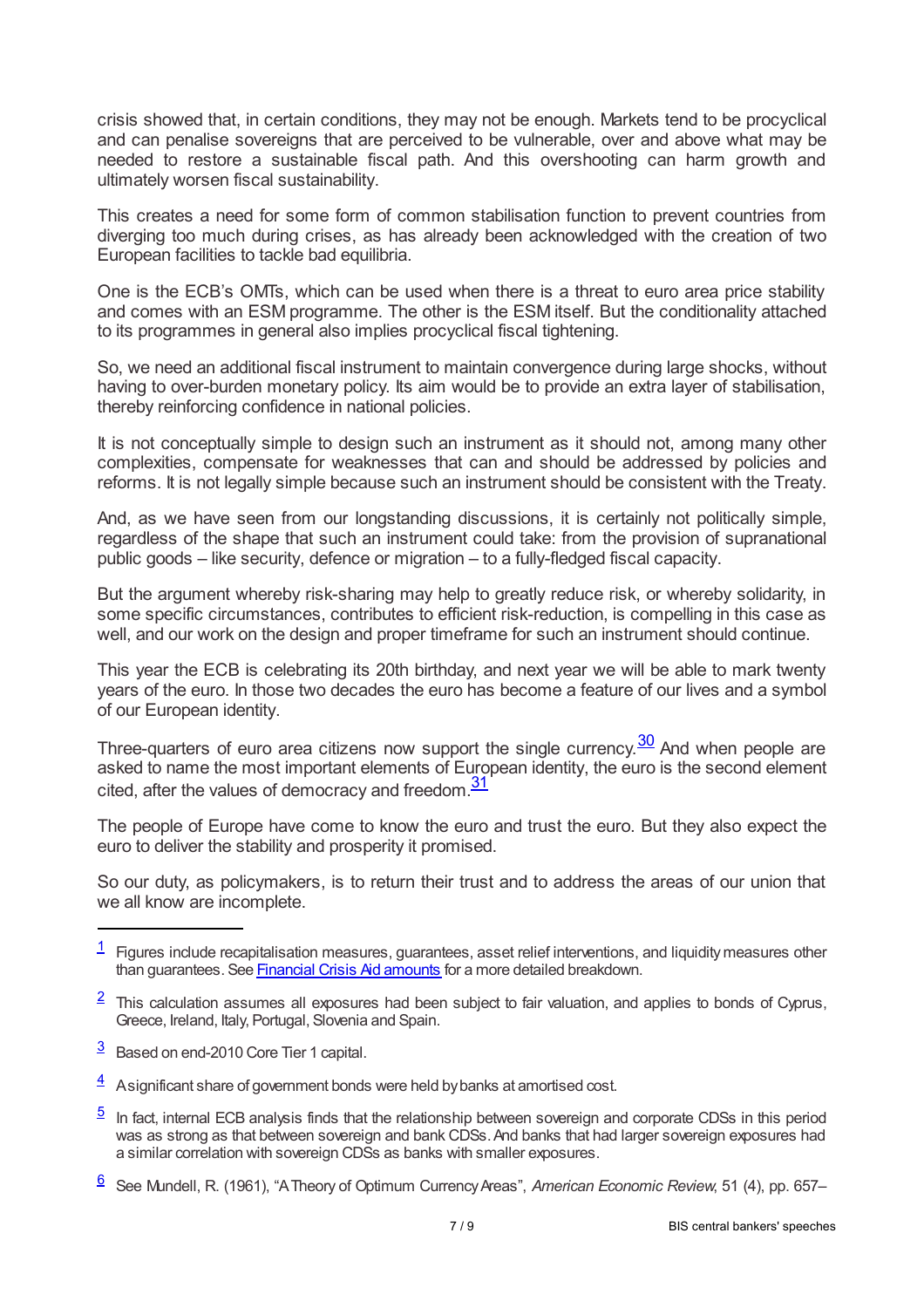crisis showed that, in certain conditions, they may not be enough. Markets tend to be procyclical and can penalise sovereigns that are perceived to be vulnerable, over and above what may be needed to restore a sustainable fiscal path. And this overshooting can harm growth and ultimately worsen fiscal sustainability.

This creates a need for some form of common stabilisation function to prevent countries from diverging too much during crises, as has already been acknowledged with the creation of two European facilities to tackle bad equilibria.

One is the ECB's OMTs, which can be used when there is a threat to euro area price stability and comes with an ESM programme. The other is the ESM itself. But the conditionality attached to its programmes in general also implies procyclical fiscal tightening.

So, we need an additional fiscal instrument to maintain convergence during large shocks, without having to over-burden monetary policy. Its aim would be to provide an extra layer of stabilisation, thereby reinforcing confidence in national policies.

It is not conceptually simple to design such an instrument as it should not, among many other complexities, compensate for weaknesses that can and should be addressed by policies and reforms. It is not legally simple because such an instrument should be consistent with the Treaty.

And, as we have seen from our longstanding discussions, it is certainly not politically simple, regardless of the shape that such an instrument could take: from the provision of supranational public goods – like security, defence or migration – to a fully-fledged fiscal capacity.

But the argument whereby risk-sharing may help to greatly reduce risk, or whereby solidarity, in some specific circumstances, contributes to efficient risk-reduction, is compelling in this case as well, and our work on the design and proper timeframe for such an instrument should continue.

This year the ECB is celebrating its 20th birthday, and next year we will be able to mark twenty years of the euro. In those two decades the euro has become a feature of our lives and a symbol of our European identity.

Three-quarters of euro area citizens now support the single currency.[30] And when people are asked to name the most important elements of European identity, the euro is the second element cited, after the values of democracy and freedom.[31]

The people of Europe have come to know the euro and trust the euro. But they also expect the euro to deliver the stability and prosperity it promised.

So our duty, as policymakers, is to return their trust and to address the areas of our union that we all know are incomplete.

---

[1] Figures include recapitalisation measures, guarantees, asset relief interventions, and liquidity measures other than guarantees. See Financial Crisis Aid amounts for a more detailed breakdown.

[2] This calculation assumes all exposures had been subject to fair valuation, and applies to bonds of Cyprus, Greece, Ireland, Italy, Portugal, Slovenia and Spain.

[3] Based on end-2010 Core Tier 1 capital.

[4] A significant share of government bonds were held by banks at amortised cost.

[5] In fact, internal ECB analysis finds that the relationship between sovereign and corporate CDSs in this period was as strong as that between sovereign and bank CDSs. And banks that had larger sovereign exposures had a similar correlation with sovereign CDSs as banks with smaller exposures.

[6] See Mundell, R. (1961), "A Theory of Optimum Currency Areas", *American Economic Review*, 51 (4), pp. 657–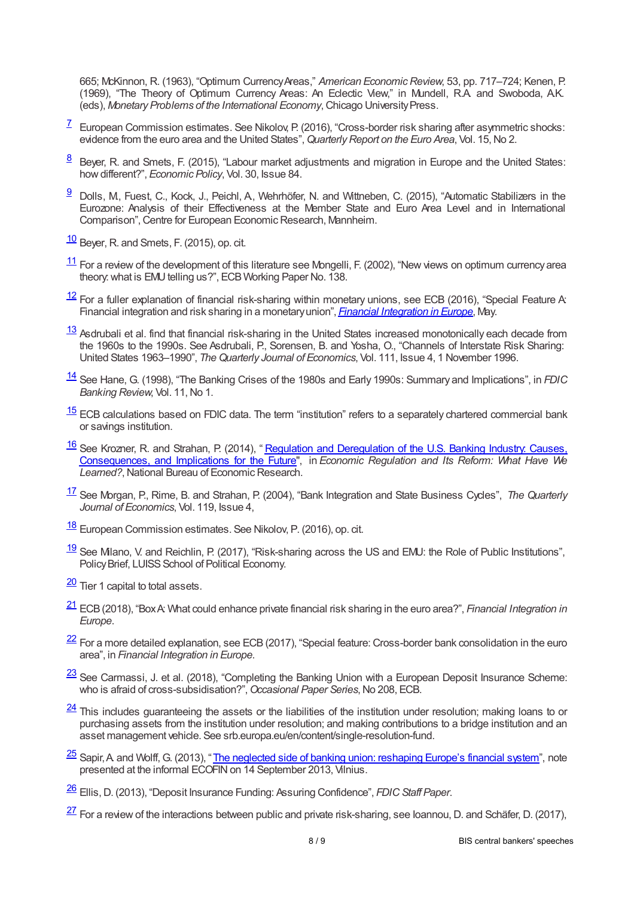665; McKinnon, R. (1963), "Optimum Currency Areas," *American Economic Review*, 53, pp. 717–724; Kenen, P. (1969), "The Theory of Optimum Currency Areas: An Eclectic View," in Mundell, R.A. and Swoboda, A.K. (eds), *Monetary Problems of the International Economy*, Chicago University Press.

[7] European Commission estimates. See Nikolov, P. (2016), "Cross-border risk sharing after asymmetric shocks: evidence from the euro area and the United States", *Quarterly Report on the Euro Area*, Vol. 15, No 2.

[8] Beyer, R. and Smets, F. (2015), "Labour market adjustments and migration in Europe and the United States: how different?", *Economic Policy*, Vol. 30, Issue 84.

[9] Dolls, M., Fuest, C., Kock, J., Peichl, A., Wehrhöfer, N. and Wittneben, C. (2015), "Automatic Stabilizers in the Eurozone: Analysis of their Effectiveness at the Member State and Euro Area Level and in International Comparison", Centre for European Economic Research, Mannheim.

[10] Beyer, R. and Smets, F. (2015), op. cit.

[11] For a review of the development of this literature see Mongelli, F. (2002), "New views on optimum currency area theory: what is EMU telling us?", ECB Working Paper No. 138.

[12] For a fuller explanation of financial risk-sharing within monetary unions, see ECB (2016), "Special Feature A: Financial integration and risk sharing in a monetary union", *Financial Integration in Europe*, May.

[13] Asdrubali et al. find that financial risk-sharing in the United States increased monotonically each decade from the 1960s to the 1990s. See Asdrubali, P., Sorensen, B. and Yosha, O., "Channels of Interstate Risk Sharing: United States 1963–1990", *The Quarterly Journal of Economics*, Vol. 111, Issue 4, 1 November 1996.

[14] See Hane, G. (1998), "The Banking Crises of the 1980s and Early 1990s: Summary and Implications", in *FDIC Banking Review*, Vol. 11, No 1.

[15] ECB calculations based on FDIC data. The term "institution" refers to a separately chartered commercial bank or savings institution.

[16] See Krozner, R. and Strahan, P. (2014), "Regulation and Deregulation of the U.S. Banking Industry: Causes, Consequences, and Implications for the Future", in *Economic Regulation and Its Reform: What Have We Learned?*, National Bureau of Economic Research.

[17] See Morgan, P., Rime, B. and Strahan, P. (2004), "Bank Integration and State Business Cycles", *The Quarterly Journal of Economics*, Vol. 119, Issue 4,

[18] European Commission estimates. See Nikolov, P. (2016), op. cit.

[19] See Milano, V. and Reichlin, P. (2017), "Risk-sharing across the US and EMU: the Role of Public Institutions", Policy Brief, LUISS School of Political Economy.

[20] Tier 1 capital to total assets.

[21] ECB (2018), "Box A: What could enhance private financial risk sharing in the euro area?", *Financial Integration in Europe*.

[22] For a more detailed explanation, see ECB (2017), "Special feature: Cross-border bank consolidation in the euro area", in *Financial Integration in Europe*.

[23] See Carmassi, J. et al. (2018), "Completing the Banking Union with a European Deposit Insurance Scheme: who is afraid of cross-subsidisation?", *Occasional Paper Series*, No 208, ECB.

[24] This includes guaranteeing the assets or the liabilities of the institution under resolution; making loans to or purchasing assets from the institution under resolution; and making contributions to a bridge institution and an asset management vehicle. See srb.europa.eu/en/content/single-resolution-fund.

[25] Sapir, A. and Wolff, G. (2013), "The neglected side of banking union: reshaping Europe's financial system", note presented at the informal ECOFIN on 14 September 2013, Vilnius.

[26] Ellis, D. (2013), "Deposit Insurance Funding: Assuring Confidence", *FDIC Staff Paper*.

[27] For a review of the interactions between public and private risk-sharing, see Ioannou, D. and Schäfer, D. (2017),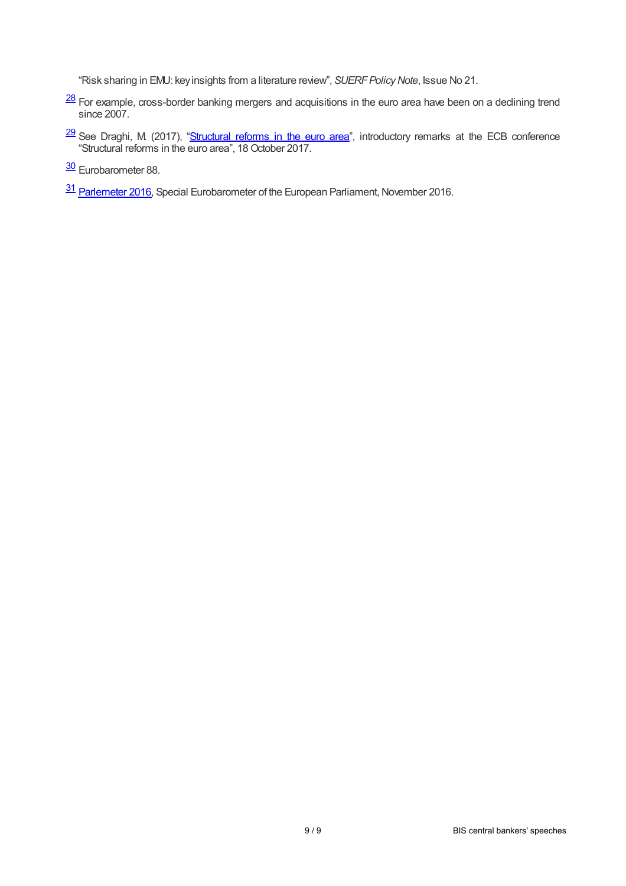"Risk sharing in EMU: key insights from a literature review", *SUERF Policy Note*, Issue No 21.

[28] For example, cross-border banking mergers and acquisitions in the euro area have been on a declining trend since 2007.

[29] See Draghi, M. (2017), "Structural reforms in the euro area", introductory remarks at the ECB conference "Structural reforms in the euro area", 18 October 2017.

[30] Eurobarometer 88.

[31] Parlemeter 2016, Special Eurobarometer of the European Parliament, November 2016.